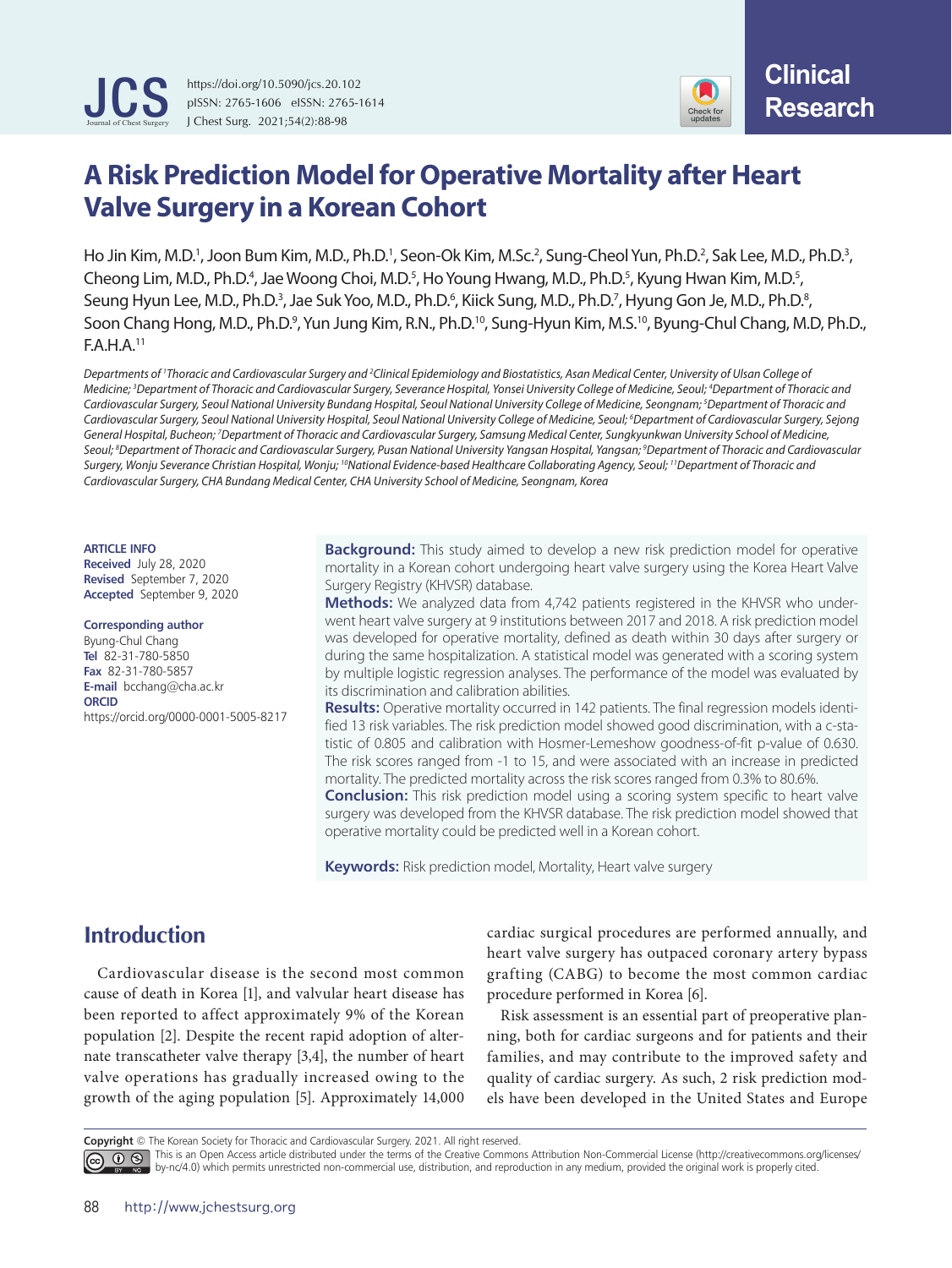# A Risk Prediction Model for Operative Mortality after Heart Valve Surgery in a Korean Cohort

Ho Jin Kim, M.D.[1], Joon Bum Kim, M.D., Ph.D.[1], Seon-Ok Kim, M.Sc.[2], Sung-Cheol Yun, Ph.D.[2], Sak Lee, M.D., Ph.D.[3], Cheong Lim, M.D., Ph.D.[4], Jae Woong Choi, M.D.[5], Ho Young Hwang, M.D., Ph.D.[5], Kyung Hwan Kim, M.D.[5], Seung Hyun Lee, M.D., Ph.D.[3], Jae Suk Yoo, M.D., Ph.D.[6], Kiick Sung, M.D., Ph.D.[7], Hyung Gon Je, M.D., Ph.D.[8], Soon Chang Hong, M.D., Ph.D.[9], Yun Jung Kim, R.N., Ph.D.[10], Sung-Hyun Kim, M.S.[10], Byung-Chul Chang, M.D, Ph.D., F.A.H.A.[11]

*Departments of [1]Thoracic and Cardiovascular Surgery and [2]Clinical Epidemiology and Biostatistics, Asan Medical Center, University of Ulsan College of Medicine; [3]Department of Thoracic and Cardiovascular Surgery, Severance Hospital, Yonsei University College of Medicine, Seoul; [4]Department of Thoracic and Cardiovascular Surgery, Seoul National University Bundang Hospital, Seoul National University College of Medicine, Seongnam; [5]Department of Thoracic and Cardiovascular Surgery, Seoul National University Hospital, Seoul National University College of Medicine, Seoul; [6]Department of Cardiovascular Surgery, Sejong General Hospital, Bucheon; [7]Department of Thoracic and Cardiovascular Surgery, Samsung Medical Center, Sungkyunkwan University School of Medicine, Seoul; [8]Department of Thoracic and Cardiovascular Surgery, Pusan National University Yangsan Hospital, Yangsan; [9]Department of Thoracic and Cardiovascular Surgery, Wonju Severance Christian Hospital, Wonju; [10]National Evidence-based Healthcare Collaborating Agency, Seoul; [11]Department of Thoracic and Cardiovascular Surgery, CHA Bundang Medical Center, CHA University School of Medicine, Seongnam, Korea*

**ARTICLE INFO**
**Received** July 28, 2020
**Revised** September 7, 2020
**Accepted** September 9, 2020

**Corresponding author**
Byung-Chul Chang
**Tel** 82-31-780-5850
**Fax** 82-31-780-5857
**E-mail** bcchang@cha.ac.kr
**ORCID**
https://orcid.org/0000-0001-5005-8217

**Background:** This study aimed to develop a new risk prediction model for operative mortality in a Korean cohort undergoing heart valve surgery using the Korea Heart Valve Surgery Registry (KHVSR) database.
**Methods:** We analyzed data from 4,742 patients registered in the KHVSR who underwent heart valve surgery at 9 institutions between 2017 and 2018. A risk prediction model was developed for operative mortality, defined as death within 30 days after surgery or during the same hospitalization. A statistical model was generated with a scoring system by multiple logistic regression analyses. The performance of the model was evaluated by its discrimination and calibration abilities.
**Results:** Operative mortality occurred in 142 patients. The final regression models identified 13 risk variables. The risk prediction model showed good discrimination, with a c-statistic of 0.805 and calibration with Hosmer-Lemeshow goodness-of-fit p-value of 0.630. The risk scores ranged from -1 to 15, and were associated with an increase in predicted mortality. The predicted mortality across the risk scores ranged from 0.3% to 80.6%.
**Conclusion:** This risk prediction model using a scoring system specific to heart valve surgery was developed from the KHVSR database. The risk prediction model showed that operative mortality could be predicted well in a Korean cohort.

**Keywords:** Risk prediction model, Mortality, Heart valve surgery

## Introduction

Cardiovascular disease is the second most common cause of death in Korea [1], and valvular heart disease has been reported to affect approximately 9% of the Korean population [2]. Despite the recent rapid adoption of alternate transcatheter valve therapy [3,4], the number of heart valve operations has gradually increased owing to the growth of the aging population [5]. Approximately 14,000 cardiac surgical procedures are performed annually, and heart valve surgery has outpaced coronary artery bypass grafting (CABG) to become the most common cardiac procedure performed in Korea [6].

Risk assessment is an essential part of preoperative planning, both for cardiac surgeons and for patients and their families, and may contribute to the improved safety and quality of cardiac surgery. As such, 2 risk prediction models have been developed in the United States and Europe

**Copyright** © The Korean Society for Thoracic and Cardiovascular Surgery. 2021. All right reserved.
This is an Open Access article distributed under the terms of the Creative Commons Attribution Non-Commercial License (http://creativecommons.org/licenses/by-nc/4.0) which permits unrestricted non-commercial use, distribution, and reproduction in any medium, provided the original work is properly cited.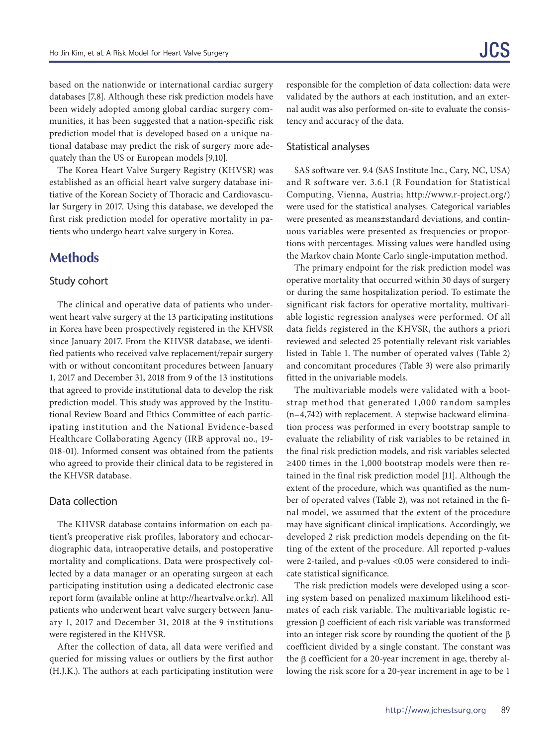based on the nationwide or international cardiac surgery databases [7,8]. Although these risk prediction models have been widely adopted among global cardiac surgery communities, it has been suggested that a nation-specific risk prediction model that is developed based on a unique national database may predict the risk of surgery more adequately than the US or European models [9,10].

The Korea Heart Valve Surgery Registry (KHVSR) was established as an official heart valve surgery database initiative of the Korean Society of Thoracic and Cardiovascular Surgery in 2017. Using this database, we developed the first risk prediction model for operative mortality in patients who undergo heart valve surgery in Korea.

## Methods

### Study cohort

The clinical and operative data of patients who underwent heart valve surgery at the 13 participating institutions in Korea have been prospectively registered in the KHVSR since January 2017. From the KHVSR database, we identified patients who received valve replacement/repair surgery with or without concomitant procedures between January 1, 2017 and December 31, 2018 from 9 of the 13 institutions that agreed to provide institutional data to develop the risk prediction model. This study was approved by the Institutional Review Board and Ethics Committee of each participating institution and the National Evidence-based Healthcare Collaborating Agency (IRB approval no., 19-018-01). Informed consent was obtained from the patients who agreed to provide their clinical data to be registered in the KHVSR database.

### Data collection

The KHVSR database contains information on each patient's preoperative risk profiles, laboratory and echocardiographic data, intraoperative details, and postoperative mortality and complications. Data were prospectively collected by a data manager or an operating surgeon at each participating institution using a dedicated electronic case report form (available online at http://heartvalve.or.kr). All patients who underwent heart valve surgery between January 1, 2017 and December 31, 2018 at the 9 institutions were registered in the KHVSR.

After the collection of data, all data were verified and queried for missing values or outliers by the first author (H.J.K.). The authors at each participating institution were responsible for the completion of data collection: data were validated by the authors at each institution, and an external audit was also performed on-site to evaluate the consistency and accuracy of the data.

### Statistical analyses

SAS software ver. 9.4 (SAS Institute Inc., Cary, NC, USA) and R software ver. 3.6.1 (R Foundation for Statistical Computing, Vienna, Austria; http://www.r-project.org/) were used for the statistical analyses. Categorical variables were presented as means±standard deviations, and continuous variables were presented as frequencies or proportions with percentages. Missing values were handled using the Markov chain Monte Carlo single-imputation method.

The primary endpoint for the risk prediction model was operative mortality that occurred within 30 days of surgery or during the same hospitalization period. To estimate the significant risk factors for operative mortality, multivariable logistic regression analyses were performed. Of all data fields registered in the KHVSR, the authors a priori reviewed and selected 25 potentially relevant risk variables listed in Table 1. The number of operated valves (Table 2) and concomitant procedures (Table 3) were also primarily fitted in the univariable models.

The multivariable models were validated with a bootstrap method that generated 1,000 random samples (n=4,742) with replacement. A stepwise backward elimination process was performed in every bootstrap sample to evaluate the reliability of risk variables to be retained in the final risk prediction models, and risk variables selected ≥400 times in the 1,000 bootstrap models were then retained in the final risk prediction model [11]. Although the extent of the procedure, which was quantified as the number of operated valves (Table 2), was not retained in the final model, we assumed that the extent of the procedure may have significant clinical implications. Accordingly, we developed 2 risk prediction models depending on the fitting of the extent of the procedure. All reported p-values were 2-tailed, and p-values <0.05 were considered to indicate statistical significance.

The risk prediction models were developed using a scoring system based on penalized maximum likelihood estimates of each risk variable. The multivariable logistic regression β coefficient of each risk variable was transformed into an integer risk score by rounding the quotient of the β coefficient divided by a single constant. The constant was the β coefficient for a 20-year increment in age, thereby allowing the risk score for a 20-year increment in age to be 1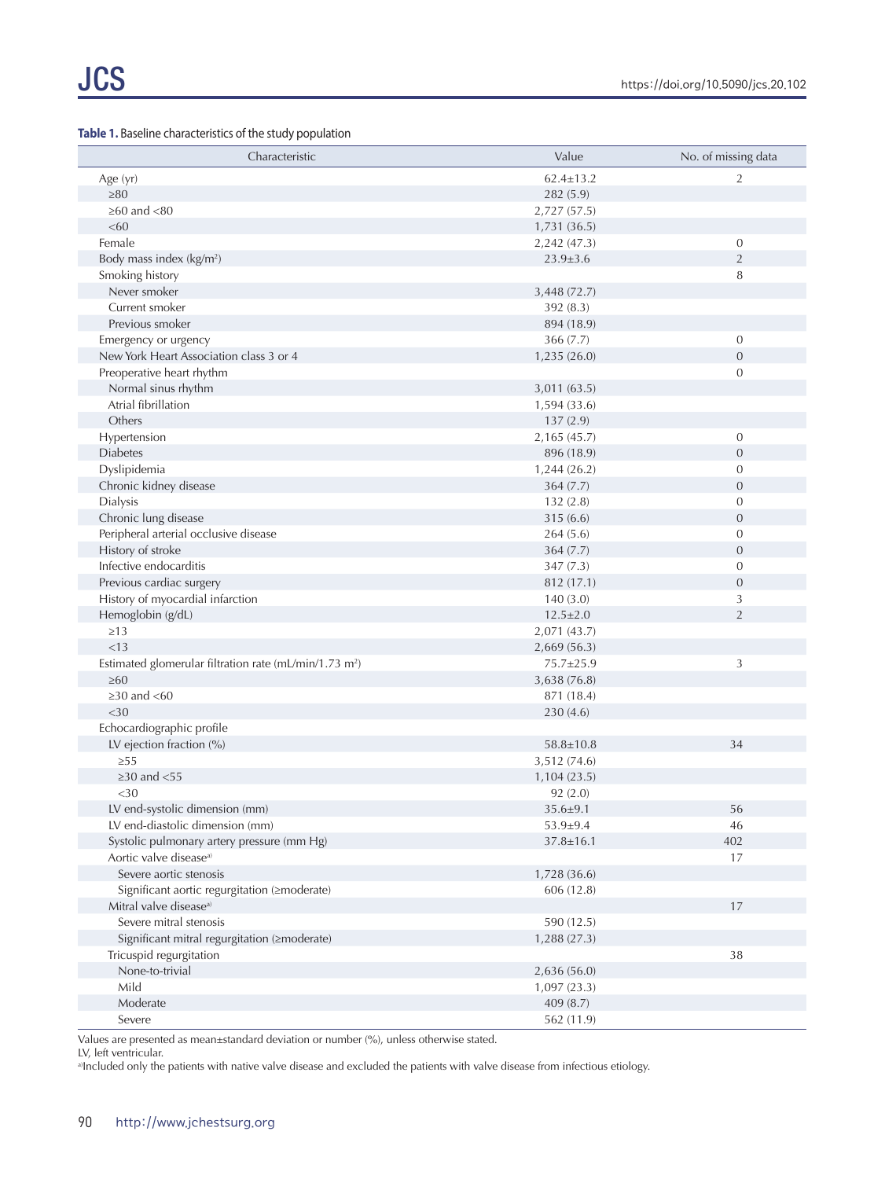**Table 1.** Baseline characteristics of the study population

| Characteristic | Value | No. of missing data |
|---|---|---|
| Age (yr) | 62.4±13.2 | 2 |
| ≥80 | 282 (5.9) | |
| ≥60 and <80 | 2,727 (57.5) | |
| <60 | 1,731 (36.5) | |
| Female | 2,242 (47.3) | 0 |
| Body mass index (kg/m²) | 23.9±3.6 | 2 |
| Smoking history | | 8 |
| Never smoker | 3,448 (72.7) | |
| Current smoker | 392 (8.3) | |
| Previous smoker | 894 (18.9) | |
| Emergency or urgency | 366 (7.7) | 0 |
| New York Heart Association class 3 or 4 | 1,235 (26.0) | 0 |
| Preoperative heart rhythm | | 0 |
| Normal sinus rhythm | 3,011 (63.5) | |
| Atrial fibrillation | 1,594 (33.6) | |
| Others | 137 (2.9) | |
| Hypertension | 2,165 (45.7) | 0 |
| Diabetes | 896 (18.9) | 0 |
| Dyslipidemia | 1,244 (26.2) | 0 |
| Chronic kidney disease | 364 (7.7) | 0 |
| Dialysis | 132 (2.8) | 0 |
| Chronic lung disease | 315 (6.6) | 0 |
| Peripheral arterial occlusive disease | 264 (5.6) | 0 |
| History of stroke | 364 (7.7) | 0 |
| Infective endocarditis | 347 (7.3) | 0 |
| Previous cardiac surgery | 812 (17.1) | 0 |
| History of myocardial infarction | 140 (3.0) | 3 |
| Hemoglobin (g/dL) | 12.5±2.0 | 2 |
| ≥13 | 2,071 (43.7) | |
| <13 | 2,669 (56.3) | |
| Estimated glomerular filtration rate (mL/min/1.73 m²) | 75.7±25.9 | 3 |
| ≥60 | 3,638 (76.8) | |
| ≥30 and <60 | 871 (18.4) | |
| <30 | 230 (4.6) | |
| Echocardiographic profile | | |
| LV ejection fraction (%) | 58.8±10.8 | 34 |
| ≥55 | 3,512 (74.6) | |
| ≥30 and <55 | 1,104 (23.5) | |
| <30 | 92 (2.0) | |
| LV end-systolic dimension (mm) | 35.6±9.1 | 56 |
| LV end-diastolic dimension (mm) | 53.9±9.4 | 46 |
| Systolic pulmonary artery pressure (mm Hg) | 37.8±16.1 | 402 |
| Aortic valve disease[a] | | 17 |
| Severe aortic stenosis | 1,728 (36.6) | |
| Significant aortic regurgitation (≥moderate) | 606 (12.8) | |
| Mitral valve disease[a] | | 17 |
| Severe mitral stenosis | 590 (12.5) | |
| Significant mitral regurgitation (≥moderate) | 1,288 (27.3) | |
| Tricuspid regurgitation | | 38 |
| None-to-trivial | 2,636 (56.0) | |
| Mild | 1,097 (23.3) | |
| Moderate | 409 (8.7) | |
| Severe | 562 (11.9) | |

Values are presented as mean±standard deviation or number (%), unless otherwise stated.
LV, left ventricular.
[a]Included only the patients with native valve disease and excluded the patients with valve disease from infectious etiology.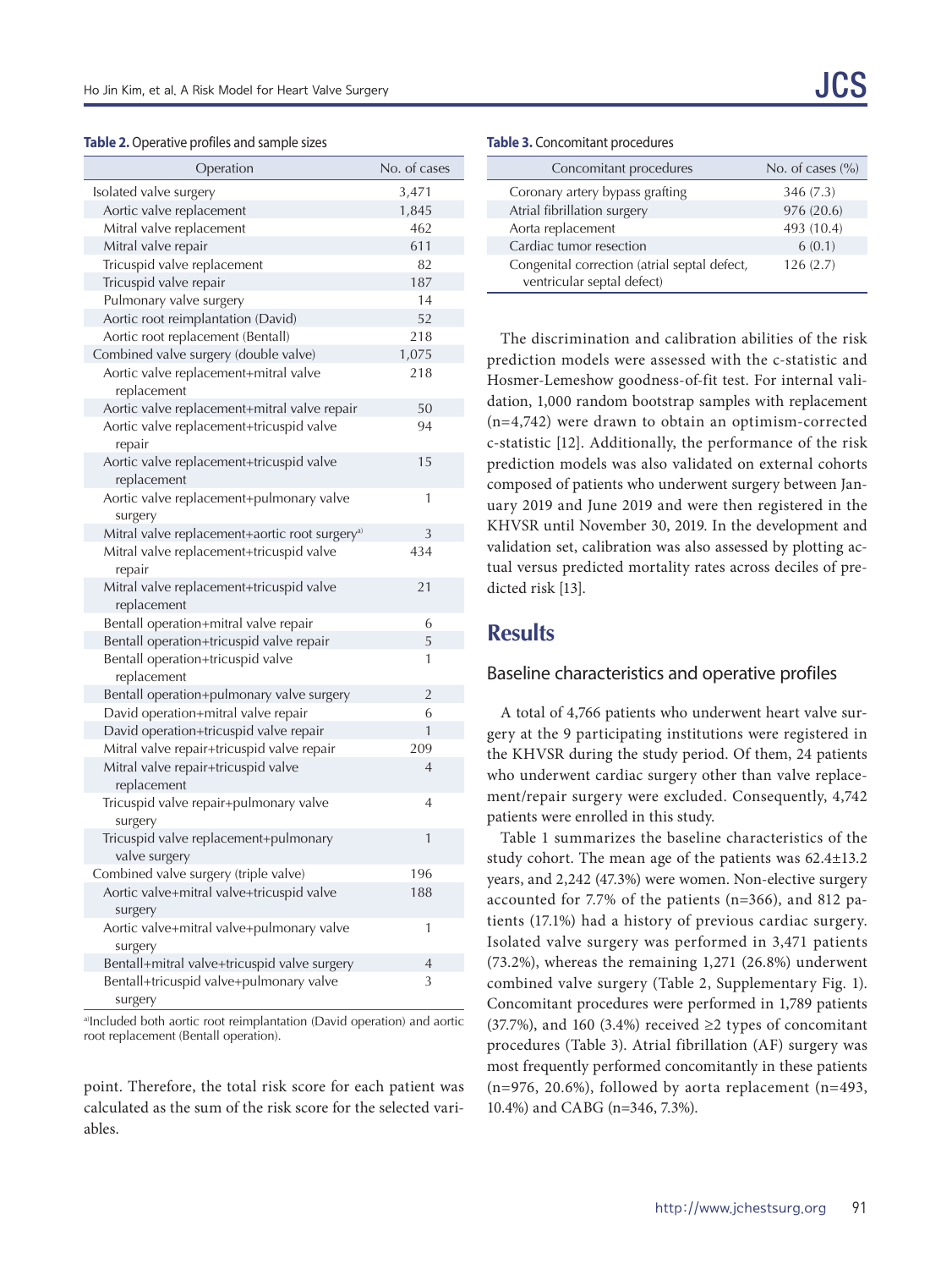**Table 2.** Operative profiles and sample sizes

| Operation | No. of cases |
|---|---|
| Isolated valve surgery | 3,471 |
| Aortic valve replacement | 1,845 |
| Mitral valve replacement | 462 |
| Mitral valve repair | 611 |
| Tricuspid valve replacement | 82 |
| Tricuspid valve repair | 187 |
| Pulmonary valve surgery | 14 |
| Aortic root reimplantation (David) | 52 |
| Aortic root replacement (Bentall) | 218 |
| Combined valve surgery (double valve) | 1,075 |
| Aortic valve replacement+mitral valve replacement | 218 |
| Aortic valve replacement+mitral valve repair | 50 |
| Aortic valve replacement+tricuspid valve repair | 94 |
| Aortic valve replacement+tricuspid valve replacement | 15 |
| Aortic valve replacement+pulmonary valve surgery | 1 |
| Mitral valve replacement+aortic root surgery[a] | 3 |
| Mitral valve replacement+tricuspid valve repair | 434 |
| Mitral valve replacement+tricuspid valve replacement | 21 |
| Bentall operation+mitral valve repair | 6 |
| Bentall operation+tricuspid valve repair | 5 |
| Bentall operation+tricuspid valve replacement | 1 |
| Bentall operation+pulmonary valve surgery | 2 |
| David operation+mitral valve repair | 6 |
| David operation+tricuspid valve repair | 1 |
| Mitral valve repair+tricuspid valve repair | 209 |
| Mitral valve repair+tricuspid valve replacement | 4 |
| Tricuspid valve repair+pulmonary valve surgery | 4 |
| Tricuspid valve replacement+pulmonary valve surgery | 1 |
| Combined valve surgery (triple valve) | 196 |
| Aortic valve+mitral valve+tricuspid valve surgery | 188 |
| Aortic valve+mitral valve+pulmonary valve surgery | 1 |
| Bentall+mitral valve+tricuspid valve surgery | 4 |
| Bentall+tricuspid valve+pulmonary valve surgery | 3 |

[a]Included both aortic root reimplantation (David operation) and aortic root replacement (Bentall operation).

point. Therefore, the total risk score for each patient was calculated as the sum of the risk score for the selected variables.

**Table 3.** Concomitant procedures

| Concomitant procedures | No. of cases (%) |
|---|---|
| Coronary artery bypass grafting | 346 (7.3) |
| Atrial fibrillation surgery | 976 (20.6) |
| Aorta replacement | 493 (10.4) |
| Cardiac tumor resection | 6 (0.1) |
| Congenital correction (atrial septal defect, ventricular septal defect) | 126 (2.7) |

The discrimination and calibration abilities of the risk prediction models were assessed with the c-statistic and Hosmer-Lemeshow goodness-of-fit test. For internal validation, 1,000 random bootstrap samples with replacement (n=4,742) were drawn to obtain an optimism-corrected c-statistic [12]. Additionally, the performance of the risk prediction models was also validated on external cohorts composed of patients who underwent surgery between January 2019 and June 2019 and were then registered in the KHVSR until November 30, 2019. In the development and validation set, calibration was also assessed by plotting actual versus predicted mortality rates across deciles of predicted risk [13].

## Results

### Baseline characteristics and operative profiles

A total of 4,766 patients who underwent heart valve surgery at the 9 participating institutions were registered in the KHVSR during the study period. Of them, 24 patients who underwent cardiac surgery other than valve replacement/repair surgery were excluded. Consequently, 4,742 patients were enrolled in this study.

Table 1 summarizes the baseline characteristics of the study cohort. The mean age of the patients was 62.4±13.2 years, and 2,242 (47.3%) were women. Non-elective surgery accounted for 7.7% of the patients (n=366), and 812 patients (17.1%) had a history of previous cardiac surgery. Isolated valve surgery was performed in 3,471 patients (73.2%), whereas the remaining 1,271 (26.8%) underwent combined valve surgery (Table 2, Supplementary Fig. 1). Concomitant procedures were performed in 1,789 patients (37.7%), and 160 (3.4%) received ≥2 types of concomitant procedures (Table 3). Atrial fibrillation (AF) surgery was most frequently performed concomitantly in these patients (n=976, 20.6%), followed by aorta replacement (n=493, 10.4%) and CABG (n=346, 7.3%).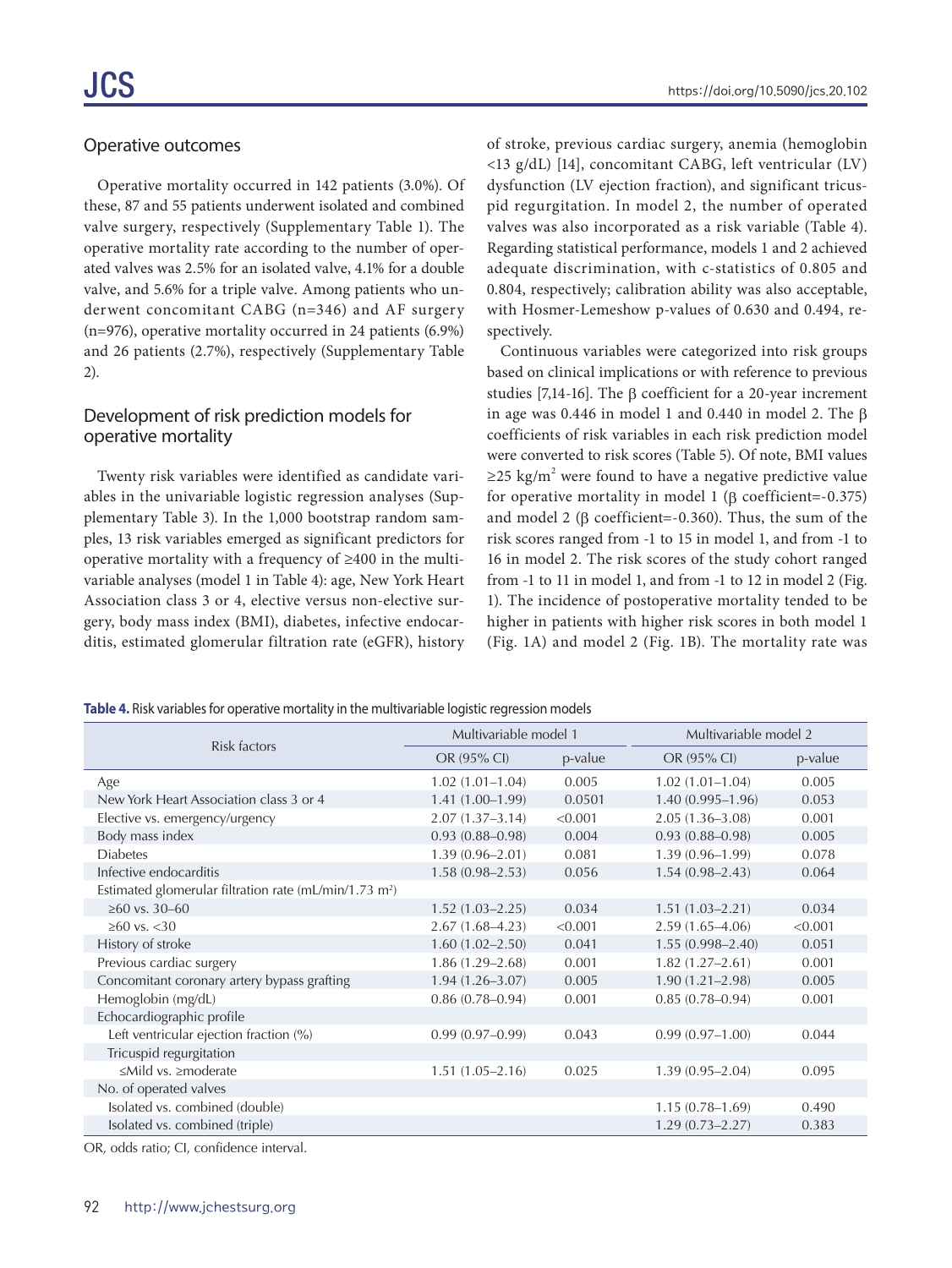## Operative outcomes

Operative mortality occurred in 142 patients (3.0%). Of these, 87 and 55 patients underwent isolated and combined valve surgery, respectively (Supplementary Table 1). The operative mortality rate according to the number of operated valves was 2.5% for an isolated valve, 4.1% for a double valve, and 5.6% for a triple valve. Among patients who underwent concomitant CABG (n=346) and AF surgery (n=976), operative mortality occurred in 24 patients (6.9%) and 26 patients (2.7%), respectively (Supplementary Table 2).

## Development of risk prediction models for operative mortality

Twenty risk variables were identified as candidate variables in the univariable logistic regression analyses (Supplementary Table 3). In the 1,000 bootstrap random samples, 13 risk variables emerged as significant predictors for operative mortality with a frequency of ≥400 in the multivariable analyses (model 1 in Table 4): age, New York Heart Association class 3 or 4, elective versus non-elective surgery, body mass index (BMI), diabetes, infective endocarditis, estimated glomerular filtration rate (eGFR), history of stroke, previous cardiac surgery, anemia (hemoglobin <13 g/dL) [14], concomitant CABG, left ventricular (LV) dysfunction (LV ejection fraction), and significant tricuspid regurgitation. In model 2, the number of operated valves was also incorporated as a risk variable (Table 4). Regarding statistical performance, models 1 and 2 achieved adequate discrimination, with c-statistics of 0.805 and 0.804, respectively; calibration ability was also acceptable, with Hosmer-Lemeshow p-values of 0.630 and 0.494, respectively.

Continuous variables were categorized into risk groups based on clinical implications or with reference to previous studies [7,14-16]. The β coefficient for a 20-year increment in age was 0.446 in model 1 and 0.440 in model 2. The β coefficients of risk variables in each risk prediction model were converted to risk scores (Table 5). Of note, BMI values ≥25 $kg/m^2$ were found to have a negative predictive value for operative mortality in model 1 (β coefficient=-0.375) and model 2 (β coefficient=-0.360). Thus, the sum of the risk scores ranged from -1 to 15 in model 1, and from -1 to 16 in model 2. The risk scores of the study cohort ranged from -1 to 11 in model 1, and from -1 to 12 in model 2 (Fig. 1). The incidence of postoperative mortality tended to be higher in patients with higher risk scores in both model 1 (Fig. 1A) and model 2 (Fig. 1B). The mortality rate was

**Table 4.** Risk variables for operative mortality in the multivariable logistic regression models

| Risk factors | Multivariable model 1 | | Multivariable model 2 | |
|---|---|---|---|---|
| | OR (95% CI) | p-value | OR (95% CI) | p-value |
| Age | 1.02 (1.01–1.04) | 0.005 | 1.02 (1.01–1.04) | 0.005 |
| New York Heart Association class 3 or 4 | 1.41 (1.00–1.99) | 0.0501 | 1.40 (0.995–1.96) | 0.053 |
| Elective vs. emergency/urgency | 2.07 (1.37–3.14) | <0.001 | 2.05 (1.36–3.08) | 0.001 |
| Body mass index | 0.93 (0.88–0.98) | 0.004 | 0.93 (0.88–0.98) | 0.005 |
| Diabetes | 1.39 (0.96–2.01) | 0.081 | 1.39 (0.96–1.99) | 0.078 |
| Infective endocarditis | 1.58 (0.98–2.53) | 0.056 | 1.54 (0.98–2.43) | 0.064 |
| Estimated glomerular filtration rate (mL/min/1.73 $m^2$) | | | | |
| ≥60 vs. 30–60 | 1.52 (1.03–2.25) | 0.034 | 1.51 (1.03–2.21) | 0.034 |
| ≥60 vs. <30 | 2.67 (1.68–4.23) | <0.001 | 2.59 (1.65–4.06) | <0.001 |
| History of stroke | 1.60 (1.02–2.50) | 0.041 | 1.55 (0.998–2.40) | 0.051 |
| Previous cardiac surgery | 1.86 (1.29–2.68) | 0.001 | 1.82 (1.27–2.61) | 0.001 |
| Concomitant coronary artery bypass grafting | 1.94 (1.26–3.07) | 0.005 | 1.90 (1.21–2.98) | 0.005 |
| Hemoglobin (mg/dL) | 0.86 (0.78–0.94) | 0.001 | 0.85 (0.78–0.94) | 0.001 |
| Echocardiographic profile | | | | |
| Left ventricular ejection fraction (%) | 0.99 (0.97–0.99) | 0.043 | 0.99 (0.97–1.00) | 0.044 |
| Tricuspid regurgitation | | | | |
| ≤Mild vs. ≥moderate | 1.51 (1.05–2.16) | 0.025 | 1.39 (0.95–2.04) | 0.095 |
| No. of operated valves | | | | |
| Isolated vs. combined (double) | | | 1.15 (0.78–1.69) | 0.490 |
| Isolated vs. combined (triple) | | | 1.29 (0.73–2.27) | 0.383 |

OR, odds ratio; CI, confidence interval.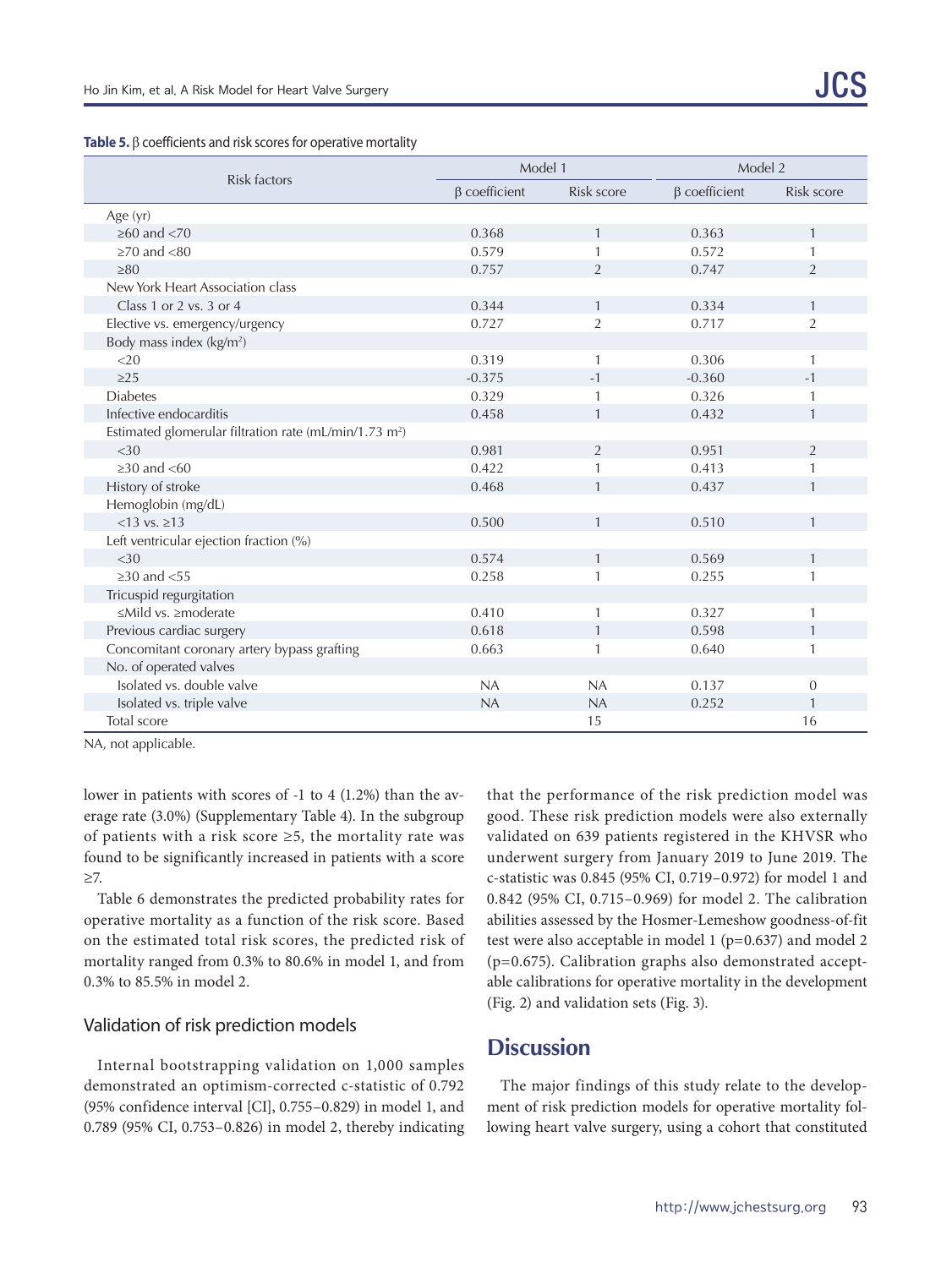**Table 5.** β coefficients and risk scores for operative mortality

| Risk factors | Model 1 | | Model 2 | |
|---|---|---|---|---|
| | β coefficient | Risk score | β coefficient | Risk score |
| Age (yr) | | | | |
| ≥60 and <70 | 0.368 | 1 | 0.363 | 1 |
| ≥70 and <80 | 0.579 | 1 | 0.572 | 1 |
| ≥80 | 0.757 | 2 | 0.747 | 2 |
| New York Heart Association class | | | | |
| Class 1 or 2 vs. 3 or 4 | 0.344 | 1 | 0.334 | 1 |
| Elective vs. emergency/urgency | 0.727 | 2 | 0.717 | 2 |
| Body mass index (kg/m²) | | | | |
| <20 | 0.319 | 1 | 0.306 | 1 |
| ≥25 | -0.375 | -1 | -0.360 | -1 |
| Diabetes | 0.329 | 1 | 0.326 | 1 |
| Infective endocarditis | 0.458 | 1 | 0.432 | 1 |
| Estimated glomerular filtration rate (mL/min/1.73 m²) | | | | |
| <30 | 0.981 | 2 | 0.951 | 2 |
| ≥30 and <60 | 0.422 | 1 | 0.413 | 1 |
| History of stroke | 0.468 | 1 | 0.437 | 1 |
| Hemoglobin (mg/dL) | | | | |
| <13 vs. ≥13 | 0.500 | 1 | 0.510 | 1 |
| Left ventricular ejection fraction (%) | | | | |
| <30 | 0.574 | 1 | 0.569 | 1 |
| ≥30 and <55 | 0.258 | 1 | 0.255 | 1 |
| Tricuspid regurgitation | | | | |
| ≤Mild vs. ≥moderate | 0.410 | 1 | 0.327 | 1 |
| Previous cardiac surgery | 0.618 | 1 | 0.598 | 1 |
| Concomitant coronary artery bypass grafting | 0.663 | 1 | 0.640 | 1 |
| No. of operated valves | | | | |
| Isolated vs. double valve | NA | NA | 0.137 | 0 |
| Isolated vs. triple valve | NA | NA | 0.252 | 1 |
| Total score | | 15 | | 16 |

NA, not applicable.

lower in patients with scores of -1 to 4 (1.2%) than the average rate (3.0%) (Supplementary Table 4). In the subgroup of patients with a risk score ≥5, the mortality rate was found to be significantly increased in patients with a score ≥7.

Table 6 demonstrates the predicted probability rates for operative mortality as a function of the risk score. Based on the estimated total risk scores, the predicted risk of mortality ranged from 0.3% to 80.6% in model 1, and from 0.3% to 85.5% in model 2.

### Validation of risk prediction models

Internal bootstrapping validation on 1,000 samples demonstrated an optimism-corrected c-statistic of 0.792 (95% confidence interval [CI], 0.755–0.829) in model 1, and 0.789 (95% CI, 0.753–0.826) in model 2, thereby indicating that the performance of the risk prediction model was good. These risk prediction models were also externally validated on 639 patients registered in the KHVSR who underwent surgery from January 2019 to June 2019. The c-statistic was 0.845 (95% CI, 0.719–0.972) for model 1 and 0.842 (95% CI, 0.715–0.969) for model 2. The calibration abilities assessed by the Hosmer-Lemeshow goodness-of-fit test were also acceptable in model 1 ($p=0.637$) and model 2 ($p=0.675$). Calibration graphs also demonstrated acceptable calibrations for operative mortality in the development (Fig. 2) and validation sets (Fig. 3).

## Discussion

The major findings of this study relate to the development of risk prediction models for operative mortality following heart valve surgery, using a cohort that constituted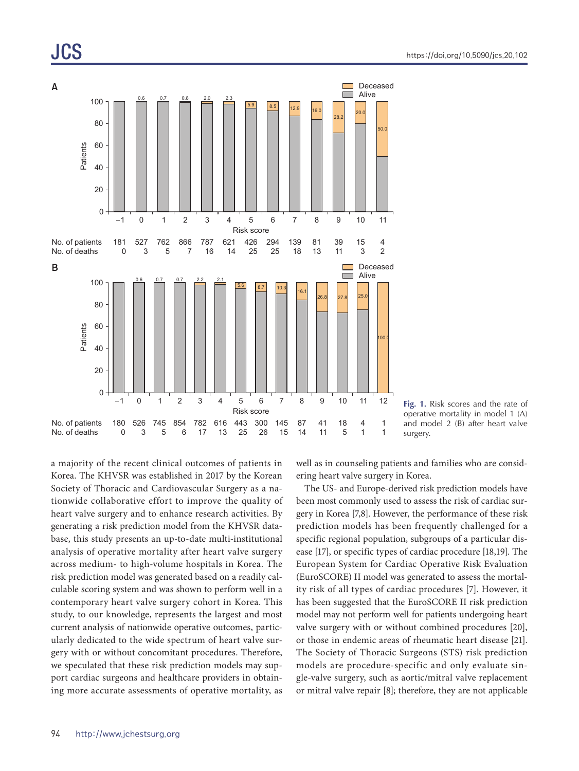| Risk score | −1 | 0 | 1 | 2 | 3 | 4 | 5 | 6 | 7 | 8 | 9 | 10 | 11 |
|---|---|---|---|---|---|---|---|---|---|---|---|---|---|
| No. of patients | 181 | 527 | 762 | 866 | 787 | 621 | 426 | 294 | 139 | 81 | 39 | 15 | 4 |
| No. of deaths | 0 | 3 | 5 | 7 | 16 | 14 | 25 | 25 | 18 | 13 | 11 | 3 | 2 |

| Risk score | −1 | 0 | 1 | 2 | 3 | 4 | 5 | 6 | 7 | 8 | 9 | 10 | 11 | 12 |
|---|---|---|---|---|---|---|---|---|---|---|---|---|---|---|
| No. of patients | 180 | 526 | 745 | 854 | 782 | 616 | 443 | 300 | 145 | 87 | 41 | 18 | 4 | 1 |
| No. of deaths | 0 | 3 | 5 | 6 | 17 | 13 | 25 | 26 | 15 | 14 | 11 | 5 | 1 | 1 |

**Fig. 1.** Risk scores and the rate of operative mortality in model 1 (A) and model 2 (B) after heart valve surgery.

a majority of the recent clinical outcomes of patients in Korea. The KHVSR was established in 2017 by the Korean Society of Thoracic and Cardiovascular Surgery as a nationwide collaborative effort to improve the quality of heart valve surgery and to enhance research activities. By generating a risk prediction model from the KHVSR database, this study presents an up-to-date multi-institutional analysis of operative mortality after heart valve surgery across medium- to high-volume hospitals in Korea. The risk prediction model was generated based on a readily calculable scoring system and was shown to perform well in a contemporary heart valve surgery cohort in Korea. This study, to our knowledge, represents the largest and most current analysis of nationwide operative outcomes, particularly dedicated to the wide spectrum of heart valve surgery with or without concomitant procedures. Therefore, we speculated that these risk prediction models may support cardiac surgeons and healthcare providers in obtaining more accurate assessments of operative mortality, as well as in counseling patients and families who are considering heart valve surgery in Korea.

The US- and Europe-derived risk prediction models have been most commonly used to assess the risk of cardiac surgery in Korea [7,8]. However, the performance of these risk prediction models has been frequently challenged for a specific regional population, subgroups of a particular disease [17], or specific types of cardiac procedure [18,19]. The European System for Cardiac Operative Risk Evaluation (EuroSCORE) II model was generated to assess the mortality risk of all types of cardiac procedures [7]. However, it has been suggested that the EuroSCORE II risk prediction model may not perform well for patients undergoing heart valve surgery with or without combined procedures [20], or those in endemic areas of rheumatic heart disease [21]. The Society of Thoracic Surgeons (STS) risk prediction models are procedure-specific and only evaluate single-valve surgery, such as aortic/mitral valve replacement or mitral valve repair [8]; therefore, they are not applicable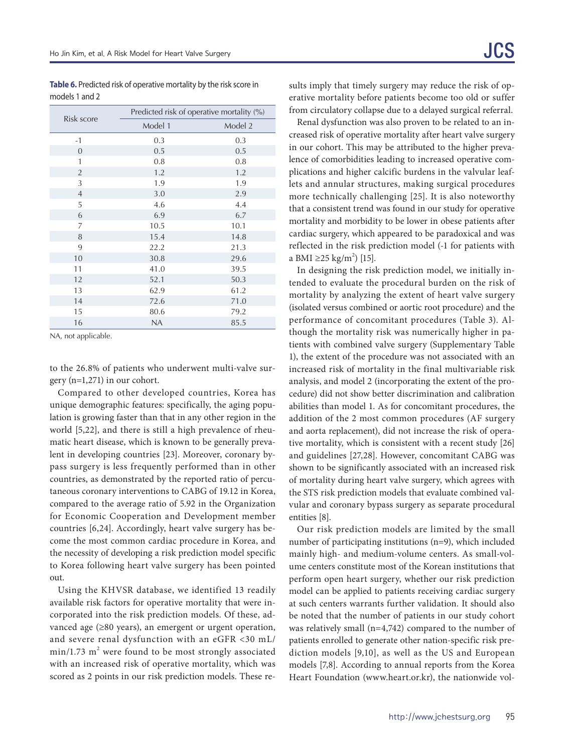**Table 6.** Predicted risk of operative mortality by the risk score in models 1 and 2

| Risk score | Predicted risk of operative mortality (%) | |
|---|---|---|
| | Model 1 | Model 2 |
| -1 | 0.3 | 0.3 |
| 0 | 0.5 | 0.5 |
| 1 | 0.8 | 0.8 |
| 2 | 1.2 | 1.2 |
| 3 | 1.9 | 1.9 |
| 4 | 3.0 | 2.9 |
| 5 | 4.6 | 4.4 |
| 6 | 6.9 | 6.7 |
| 7 | 10.5 | 10.1 |
| 8 | 15.4 | 14.8 |
| 9 | 22.2 | 21.3 |
| 10 | 30.8 | 29.6 |
| 11 | 41.0 | 39.5 |
| 12 | 52.1 | 50.3 |
| 13 | 62.9 | 61.2 |
| 14 | 72.6 | 71.0 |
| 15 | 80.6 | 79.2 |
| 16 | NA | 85.5 |

NA, not applicable.

to the 26.8% of patients who underwent multi-valve surgery (n=1,271) in our cohort.

Compared to other developed countries, Korea has unique demographic features: specifically, the aging population is growing faster than that in any other region in the world [5,22], and there is still a high prevalence of rheumatic heart disease, which is known to be generally prevalent in developing countries [23]. Moreover, coronary bypass surgery is less frequently performed than in other countries, as demonstrated by the reported ratio of percutaneous coronary interventions to CABG of 19.12 in Korea, compared to the average ratio of 5.92 in the Organization for Economic Cooperation and Development member countries [6,24]. Accordingly, heart valve surgery has become the most common cardiac procedure in Korea, and the necessity of developing a risk prediction model specific to Korea following heart valve surgery has been pointed out.

Using the KHVSR database, we identified 13 readily available risk factors for operative mortality that were incorporated into the risk prediction models. Of these, advanced age (≥80 years), an emergent or urgent operation, and severe renal dysfunction with an eGFR <30 mL/min/1.73 $m^2$ were found to be most strongly associated with an increased risk of operative mortality, which was scored as 2 points in our risk prediction models. These results imply that timely surgery may reduce the risk of operative mortality before patients become too old or suffer from circulatory collapse due to a delayed surgical referral.

Renal dysfunction was also proven to be related to an increased risk of operative mortality after heart valve surgery in our cohort. This may be attributed to the higher prevalence of comorbidities leading to increased operative complications and higher calcific burdens in the valvular leaflets and annular structures, making surgical procedures more technically challenging [25]. It is also noteworthy that a consistent trend was found in our study for operative mortality and morbidity to be lower in obese patients after cardiac surgery, which appeared to be paradoxical and was reflected in the risk prediction model (-1 for patients with a BMI ≥25 kg/$m^2$) [15].

In designing the risk prediction model, we initially intended to evaluate the procedural burden on the risk of mortality by analyzing the extent of heart valve surgery (isolated versus combined or aortic root procedure) and the performance of concomitant procedures (Table 3). Although the mortality risk was numerically higher in patients with combined valve surgery (Supplementary Table 1), the extent of the procedure was not associated with an increased risk of mortality in the final multivariable risk analysis, and model 2 (incorporating the extent of the procedure) did not show better discrimination and calibration abilities than model 1. As for concomitant procedures, the addition of the 2 most common procedures (AF surgery and aorta replacement), did not increase the risk of operative mortality, which is consistent with a recent study [26] and guidelines [27,28]. However, concomitant CABG was shown to be significantly associated with an increased risk of mortality during heart valve surgery, which agrees with the STS risk prediction models that evaluate combined valvular and coronary bypass surgery as separate procedural entities [8].

Our risk prediction models are limited by the small number of participating institutions (n=9), which included mainly high- and medium-volume centers. As small-volume centers constitute most of the Korean institutions that perform open heart surgery, whether our risk prediction model can be applied to patients receiving cardiac surgery at such centers warrants further validation. It should also be noted that the number of patients in our study cohort was relatively small (n=4,742) compared to the number of patients enrolled to generate other nation-specific risk prediction models [9,10], as well as the US and European models [7,8]. According to annual reports from the Korea Heart Foundation (www.heart.or.kr), the nationwide vol-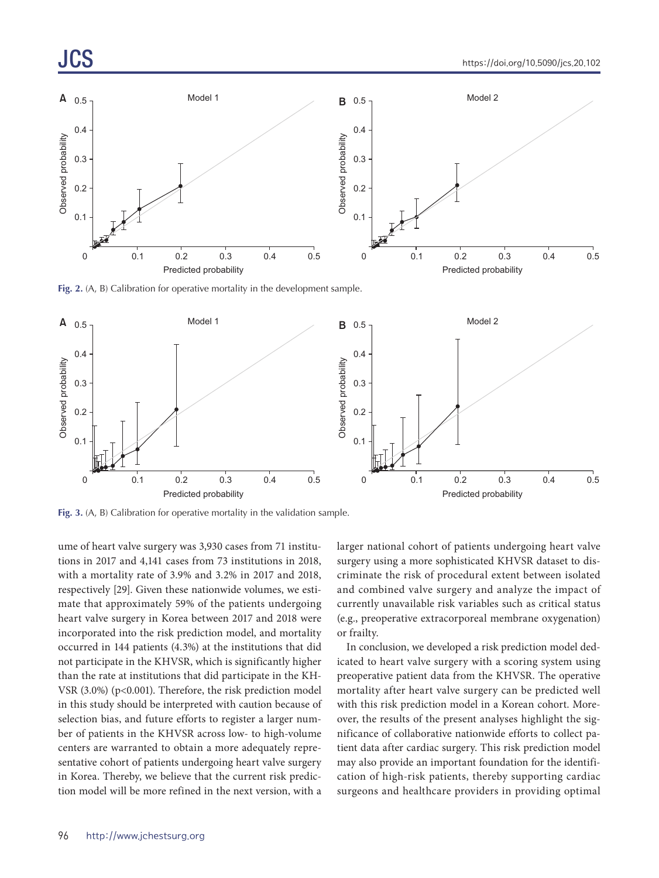Fig. 2. (A, B) Calibration for operative mortality in the development sample.

Fig. 3. (A, B) Calibration for operative mortality in the validation sample.

ume of heart valve surgery was 3,930 cases from 71 institutions in 2017 and 4,141 cases from 73 institutions in 2018, with a mortality rate of 3.9% and 3.2% in 2017 and 2018, respectively [29]. Given these nationwide volumes, we estimate that approximately 59% of the patients undergoing heart valve surgery in Korea between 2017 and 2018 were incorporated into the risk prediction model, and mortality occurred in 144 patients (4.3%) at the institutions that did not participate in the KHVSR, which is significantly higher than the rate at institutions that did participate in the KHVSR (3.0%) ($p<0.001$). Therefore, the risk prediction model in this study should be interpreted with caution because of selection bias, and future efforts to register a larger number of patients in the KHVSR across low- to high-volume centers are warranted to obtain a more adequately representative cohort of patients undergoing heart valve surgery in Korea. Thereby, we believe that the current risk prediction model will be more refined in the next version, with a larger national cohort of patients undergoing heart valve surgery using a more sophisticated KHVSR dataset to discriminate the risk of procedural extent between isolated and combined valve surgery and analyze the impact of currently unavailable risk variables such as critical status (e.g., preoperative extracorporeal membrane oxygenation) or frailty.

In conclusion, we developed a risk prediction model dedicated to heart valve surgery with a scoring system using preoperative patient data from the KHVSR. The operative mortality after heart valve surgery can be predicted well with this risk prediction model in a Korean cohort. Moreover, the results of the present analyses highlight the significance of collaborative nationwide efforts to collect patient data after cardiac surgery. This risk prediction model may also provide an important foundation for the identification of high-risk patients, thereby supporting cardiac surgeons and healthcare providers in providing optimal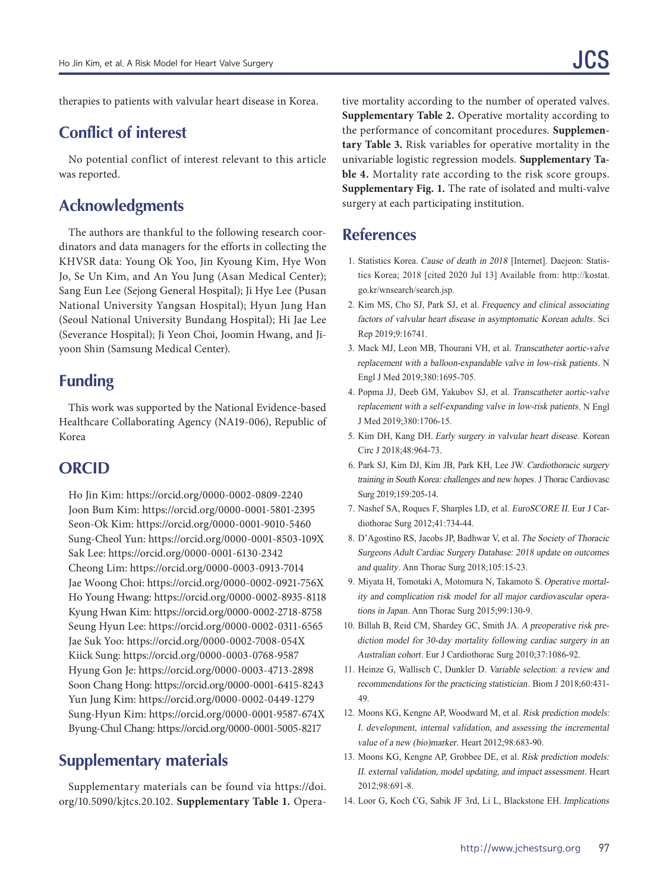therapies to patients with valvular heart disease in Korea.

## Conflict of interest

No potential conflict of interest relevant to this article was reported.

## Acknowledgments

The authors are thankful to the following research coordinators and data managers for the efforts in collecting the KHVSR data: Young Ok Yoo, Jin Kyoung Kim, Hye Won Jo, Se Un Kim, and An You Jung (Asan Medical Center); Sang Eun Lee (Sejong General Hospital); Ji Hye Lee (Pusan National University Yangsan Hospital); Hyun Jung Han (Seoul National University Bundang Hospital); Hi Jae Lee (Severance Hospital); Ji Yeon Choi, Joomin Hwang, and Jiyoon Shin (Samsung Medical Center).

## Funding

This work was supported by the National Evidence-based Healthcare Collaborating Agency (NA19-006), Republic of Korea

## ORCID

Ho Jin Kim: https://orcid.org/0000-0002-0809-2240
Joon Bum Kim: https://orcid.org/0000-0001-5801-2395
Seon-Ok Kim: https://orcid.org/0000-0001-9010-5460
Sung-Cheol Yun: https://orcid.org/0000-0001-8503-109X
Sak Lee: https://orcid.org/0000-0001-6130-2342
Cheong Lim: https://orcid.org/0000-0003-0913-7014
Jae Woong Choi: https://orcid.org/0000-0002-0921-756X
Ho Young Hwang: https://orcid.org/0000-0002-8935-8118
Kyung Hwan Kim: https://orcid.org/0000-0002-2718-8758
Seung Hyun Lee: https://orcid.org/0000-0002-0311-6565
Jae Suk Yoo: https://orcid.org/0000-0002-7008-054X
Kiick Sung: https://orcid.org/0000-0003-0768-9587
Hyung Gon Je: https://orcid.org/0000-0003-4713-2898
Soon Chang Hong: https://orcid.org/0000-0001-6415-8243
Yun Jung Kim: https://orcid.org/0000-0002-0449-1279
Sung-Hyun Kim: https://orcid.org/0000-0001-9587-674X
Byung-Chul Chang: https://orcid.org/0000-0001-5005-8217

## Supplementary materials

Supplementary materials can be found via https://doi.org/10.5090/kjtcs.20.102. **Supplementary Table 1.** Operative mortality according to the number of operated valves. **Supplementary Table 2.** Operative mortality according to the performance of concomitant procedures. **Supplementary Table 3.** Risk variables for operative mortality in the univariable logistic regression models. **Supplementary Table 4.** Mortality rate according to the risk score groups. **Supplementary Fig. 1.** The rate of isolated and multi-valve surgery at each participating institution.

## References

1. Statistics Korea. *Cause of death in 2018* [Internet]. Daejeon: Statistics Korea; 2018 [cited 2020 Jul 13] Available from: http://kostat.go.kr/wnsearch/search.jsp.
2. Kim MS, Cho SJ, Park SJ, et al. *Frequency and clinical associating factors of valvular heart disease in asymptomatic Korean adults*. Sci Rep 2019;9:16741.
3. Mack MJ, Leon MB, Thourani VH, et al. *Transcatheter aortic-valve replacement with a balloon-expandable valve in low-risk patients*. N Engl J Med 2019;380:1695-705.
4. Popma JJ, Deeb GM, Yakubov SJ, et al. *Transcatheter aortic-valve replacement with a self-expanding valve in low-risk patients*. N Engl J Med 2019;380:1706-15.
5. Kim DH, Kang DH. *Early surgery in valvular heart disease*. Korean Circ J 2018;48:964-73.
6. Park SJ, Kim DJ, Kim JB, Park KH, Lee JW. *Cardiothoracic surgery training in South Korea: challenges and new hopes*. J Thorac Cardiovasc Surg 2019;159:205-14.
7. Nashef SA, Roques F, Sharples LD, et al. *EuroSCORE II*. Eur J Cardiothorac Surg 2012;41:734-44.
8. D'Agostino RS, Jacobs JP, Badhwar V, et al. *The Society of Thoracic Surgeons Adult Cardiac Surgery Database: 2018 update on outcomes and quality*. Ann Thorac Surg 2018;105:15-23.
9. Miyata H, Tomotaki A, Motomura N, Takamoto S. *Operative mortality and complication risk model for all major cardiovascular operations in Japan*. Ann Thorac Surg 2015;99:130-9.
10. Billah B, Reid CM, Shardey GC, Smith JA. *A preoperative risk prediction model for 30-day mortality following cardiac surgery in an Australian cohort*. Eur J Cardiothorac Surg 2010;37:1086-92.
11. Heinze G, Wallisch C, Dunkler D. *Variable selection: a review and recommendations for the practicing statistician*. Biom J 2018;60:431-49.
12. Moons KG, Kengne AP, Woodward M, et al. *Risk prediction models: I. development, internal validation, and assessing the incremental value of a new (bio)marker*. Heart 2012;98:683-90.
13. Moons KG, Kengne AP, Grobbee DE, et al. *Risk prediction models: II. external validation, model updating, and impact assessment*. Heart 2012;98:691-8.
14. Loor G, Koch CG, Sabik JF 3rd, Li L, Blackstone EH. *Implications*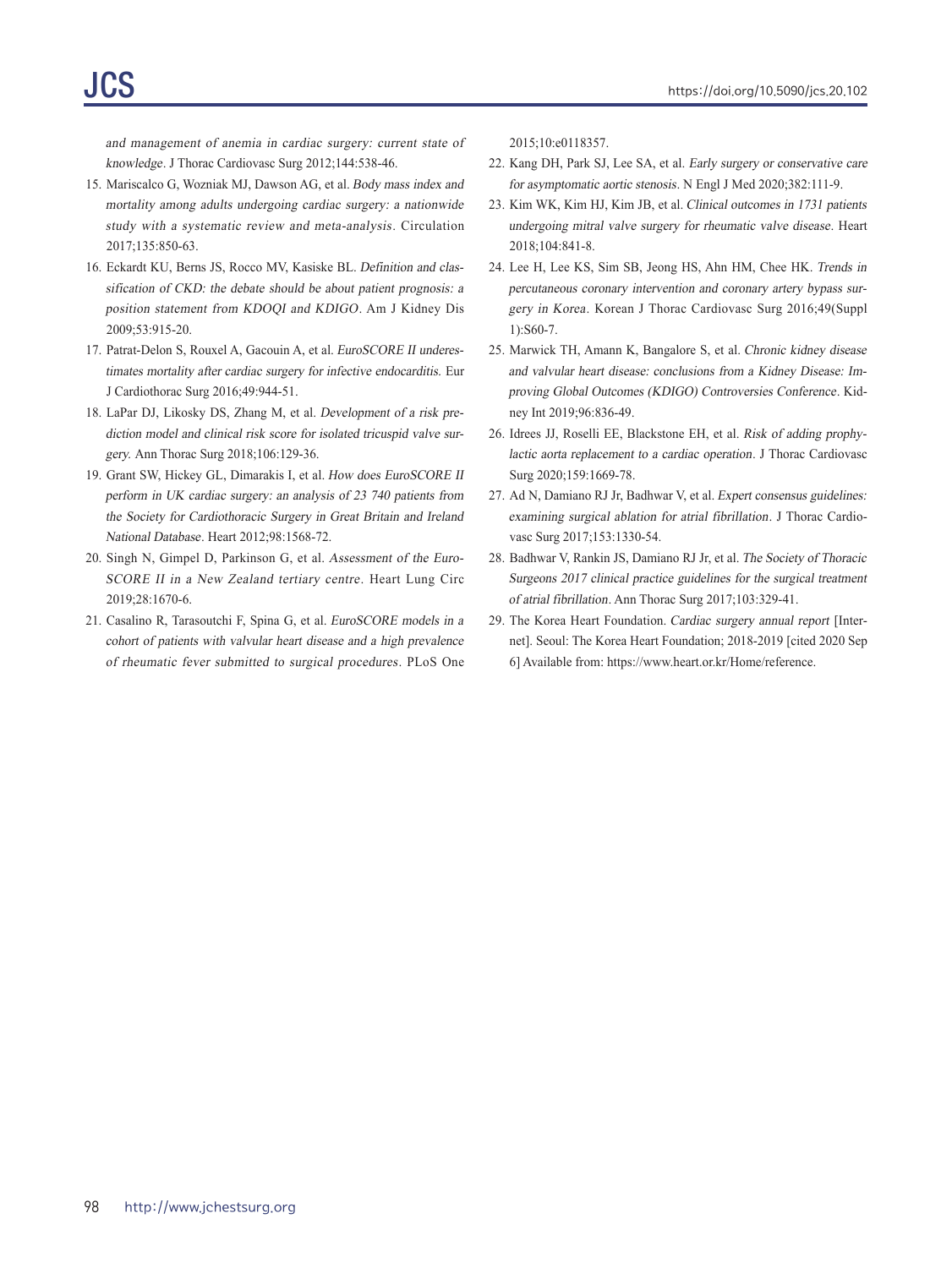*and management of anemia in cardiac surgery: current state of knowledge*. J Thorac Cardiovasc Surg 2012;144:538-46.

15. Mariscalco G, Wozniak MJ, Dawson AG, et al. *Body mass index and mortality among adults undergoing cardiac surgery: a nationwide study with a systematic review and meta-analysis*. Circulation 2017;135:850-63.
16. Eckardt KU, Berns JS, Rocco MV, Kasiske BL. *Definition and classification of CKD: the debate should be about patient prognosis: a position statement from KDOQI and KDIGO*. Am J Kidney Dis 2009;53:915-20.
17. Patrat-Delon S, Rouxel A, Gacouin A, et al. *EuroSCORE II underestimates mortality after cardiac surgery for infective endocarditis*. Eur J Cardiothorac Surg 2016;49:944-51.
18. LaPar DJ, Likosky DS, Zhang M, et al. *Development of a risk prediction model and clinical risk score for isolated tricuspid valve surgery*. Ann Thorac Surg 2018;106:129-36.
19. Grant SW, Hickey GL, Dimarakis I, et al. *How does EuroSCORE II perform in UK cardiac surgery: an analysis of 23 740 patients from the Society for Cardiothoracic Surgery in Great Britain and Ireland National Database*. Heart 2012;98:1568-72.
20. Singh N, Gimpel D, Parkinson G, et al. *Assessment of the EuroSCORE II in a New Zealand tertiary centre*. Heart Lung Circ 2019;28:1670-6.
21. Casalino R, Tarasoutchi F, Spina G, et al. *EuroSCORE models in a cohort of patients with valvular heart disease and a high prevalence of rheumatic fever submitted to surgical procedures*. PLoS One 2015;10:e0118357.
22. Kang DH, Park SJ, Lee SA, et al. *Early surgery or conservative care for asymptomatic aortic stenosis*. N Engl J Med 2020;382:111-9.
23. Kim WK, Kim HJ, Kim JB, et al. *Clinical outcomes in 1731 patients undergoing mitral valve surgery for rheumatic valve disease*. Heart 2018;104:841-8.
24. Lee H, Lee KS, Sim SB, Jeong HS, Ahn HM, Chee HK. *Trends in percutaneous coronary intervention and coronary artery bypass surgery in Korea*. Korean J Thorac Cardiovasc Surg 2016;49(Suppl 1):S60-7.
25. Marwick TH, Amann K, Bangalore S, et al. *Chronic kidney disease and valvular heart disease: conclusions from a Kidney Disease: Improving Global Outcomes (KDIGO) Controversies Conference*. Kidney Int 2019;96:836-49.
26. Idrees JJ, Roselli EE, Blackstone EH, et al. *Risk of adding prophylactic aorta replacement to a cardiac operation*. J Thorac Cardiovasc Surg 2020;159:1669-78.
27. Ad N, Damiano RJ Jr, Badhwar V, et al. *Expert consensus guidelines: examining surgical ablation for atrial fibrillation*. J Thorac Cardiovasc Surg 2017;153:1330-54.
28. Badhwar V, Rankin JS, Damiano RJ Jr, et al. *The Society of Thoracic Surgeons 2017 clinical practice guidelines for the surgical treatment of atrial fibrillation*. Ann Thorac Surg 2017;103:329-41.
29. The Korea Heart Foundation. *Cardiac surgery annual report* [Internet]. Seoul: The Korea Heart Foundation; 2018-2019 [cited 2020 Sep 6] Available from: https://www.heart.or.kr/Home/reference.